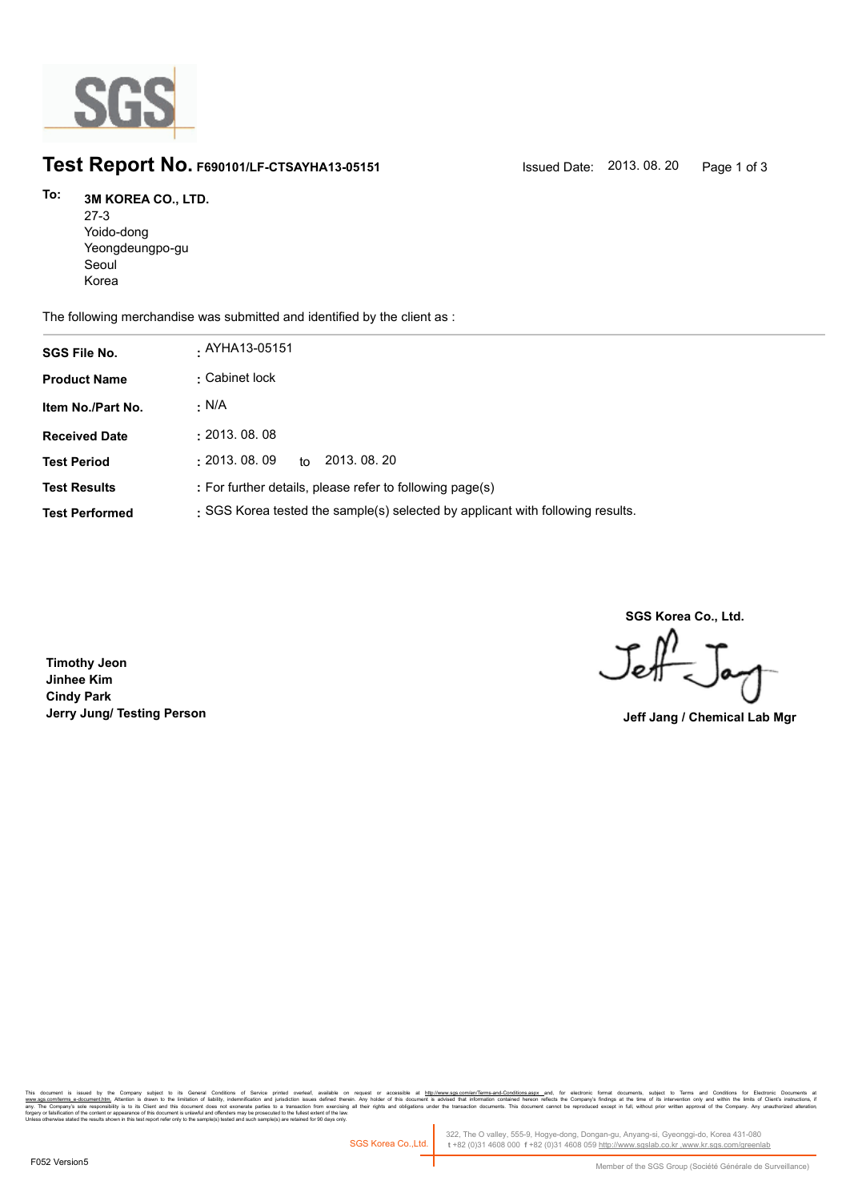# Test Report No. F690101/LF-CTSAYHA13-05151

Issued Date: 2013. 08. 20

**To:** **3M KOREA CO., LTD.**
27-3
Yoido-dong
Yeongdeungpo-gu
Seoul
Korea

The following merchandise was submitted and identified by the client as :

| | |
|---|---|
| **SGS File No.** | : AYHA13-05151 |
| **Product Name** | : Cabinet lock |
| **Item No./Part No.** | : N/A |
| **Received Date** | : 2013. 08. 08 |
| **Test Period** | : 2013. 08. 09 to 2013. 08. 20 |
| **Test Results** | : For further details, please refer to following page(s) |
| **Test Performed** | : SGS Korea tested the sample(s) selected by applicant with following results. |

**SGS Korea Co., Ltd.**

**Timothy Jeon**
**Jinhee Kim**
**Cindy Park**
**Jerry Jung/ Testing Person**

**Jeff Jang / Chemical Lab Mgr**

This document is issued by the Company subject to its General Conditions of Service printed overleaf, available on request or accessible at http://www.sgs.com/en/Terms-and-Conditions.aspx and, for electronic format documents, subject to Terms and Conditions for Electronic Documents at www.sgs.com/terms_e-document.htm. Attention is drawn to the limitation of liability, indemnification and jurisdiction issues defined therein. Any holder of this document is advised that information contained hereon reflects the Company's findings at the time of its intervention only and within the limits of Client's instructions, if any. The Company's sole responsibility is to its Client and this document does not exonerate parties to a transaction from exercising all their rights and obligations under the transaction documents. This document cannot be reproduced except in full, without prior written approval of the Company. Any unauthorized alteration, forgery or falsification of the content or appearance of this document is unlawful and offenders may be prosecuted to the fullest extent of the law.
Unless otherwise stated the results shown in this test report refer only to the sample(s) tested and such sample(s) are retained for 90 days only.

SGS Korea Co.,Ltd. 322, The O valley, 555-9, Hogye-dong, Dongan-gu, Anyang-si, Gyeonggi-do, Korea 431-080
t +82 (0)31 4608 000 f +82 (0)31 4608 059 http://www.sgslab.co.kr ,www.kr.sgs.com/greenlab

F052 Version5

Member of the SGS Group (Société Générale de Surveillance)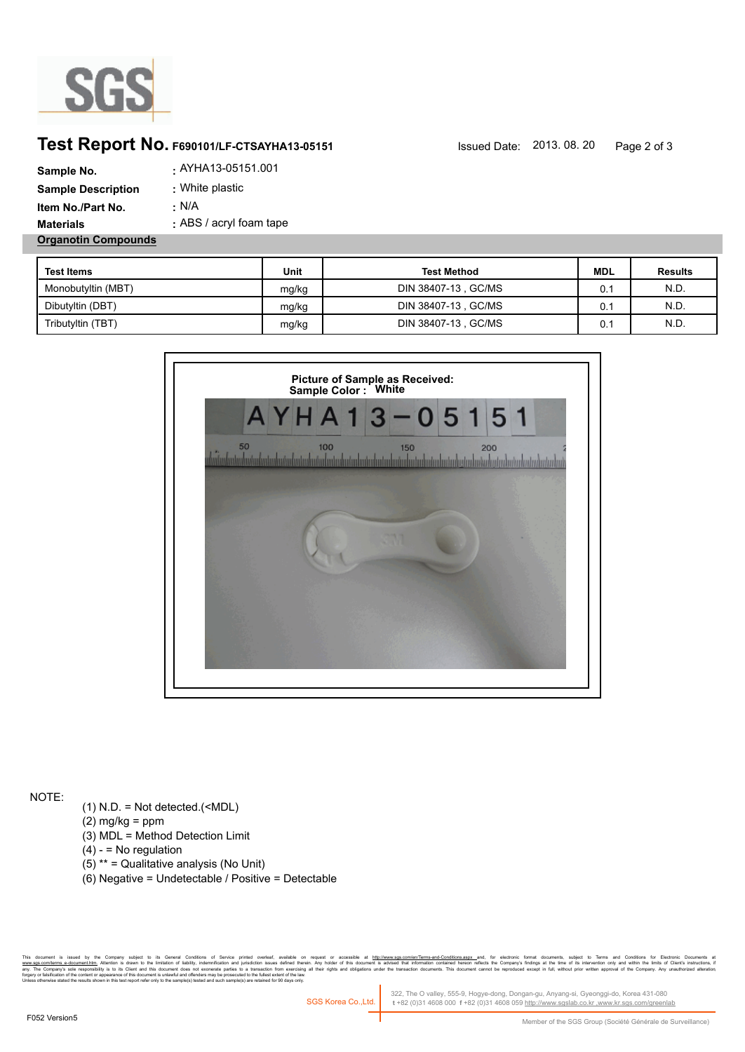# Test Report No. F690101/LF-CTSAYHA13-05151

Issued Date: 2013. 08. 20

**Sample No.** : AYHA13-05151.001

**Sample Description** : White plastic

**Item No./Part No.** : N/A

**Materials** : ABS / acryl foam tape

**Organotin Compounds**

| Test Items | Unit | Test Method | MDL | Results |
|---|---|---|---|---|
| Monobutyltin (MBT) | mg/kg | DIN 38407-13 , GC/MS | 0.1 | N.D. |
| Dibutyltin (DBT) | mg/kg | DIN 38407-13 , GC/MS | 0.1 | N.D. |
| Tributyltin (TBT) | mg/kg | DIN 38407-13 , GC/MS | 0.1 | N.D. |

**Picture of Sample as Received:**
**Sample Color : White**

AYHA13-05151

NOTE:

(1) N.D. = Not detected.(<MDL)
(2) mg/kg = ppm
(3) MDL = Method Detection Limit
(4) - = No regulation
(5) ** = Qualitative analysis (No Unit)
(6) Negative = Undetectable / Positive = Detectable

This document is issued by the Company subject to its General Conditions of Service printed overleaf, available on request or accessible at http://www.sgs.com/en/Terms-and-Conditions.aspx and, for electronic format documents, subject to Terms and Conditions for Electronic Documents at www.sgs.com/terms_e-document.htm. Attention is drawn to the limitation of liability, indemnification and jurisdiction issues defined therein. Any holder of this document is advised that information contained hereon reflects the Company's findings at the time of its intervention only and within the limits of Client's instructions, if any. The Company's sole responsibility is to its Client and this document does not exonerate parties to a transaction from exercising all their rights and obligations under the transaction documents. This document cannot be reproduced except in full, without prior written approval of the Company. Any unauthorized alteration, forgery or falsification of the content or appearance of this document is unlawful and offenders may be prosecuted to the fullest extent of the law.
Unless otherwise stated the results shown in this test report refer only to the sample(s) tested and such sample(s) are retained for 90 days only.

SGS Korea Co.,Ltd. 322, The O valley, 555-9, Hogye-dong, Dongan-gu, Anyang-si, Gyeonggi-do, Korea 431-080
t +82 (0)31 4608 000 f +82 (0)31 4608 059 http://www.sgslab.co.kr ,www.kr.sgs.com/greenlab

F052 Version5

Member of the SGS Group (Société Générale de Surveillance)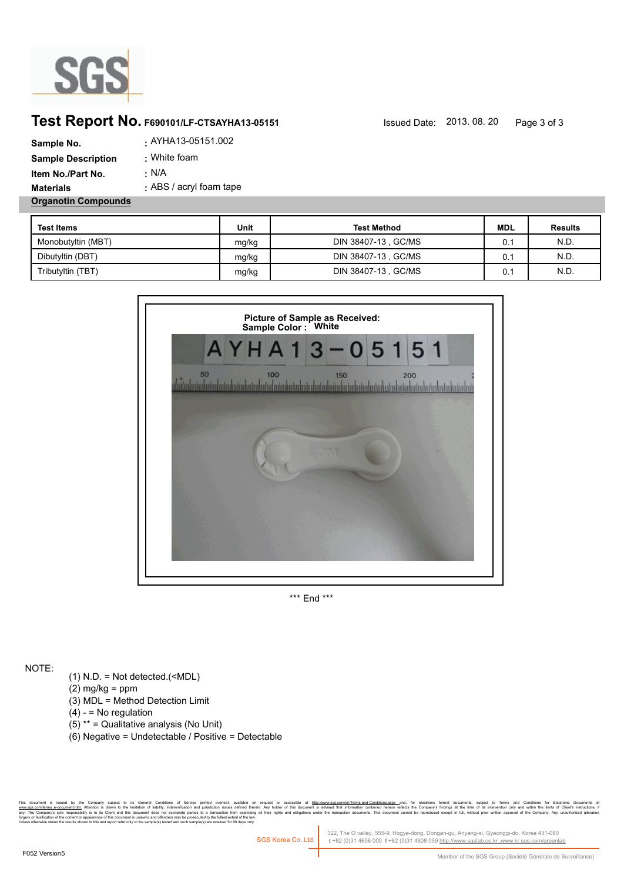# Test Report No. F690101/LF-CTSAYHA13-05151

Issued Date: 2013. 08. 20

**Sample No.** : AYHA13-05151.002

**Sample Description** : White foam

**Item No./Part No.** : N/A

**Materials** : ABS / acryl foam tape

**Organotin Compounds**

| Test Items | Unit | Test Method | MDL | Results |
|---|---|---|---|---|
| Monobutyltin (MBT) | mg/kg | DIN 38407-13 , GC/MS | 0.1 | N.D. |
| Dibutyltin (DBT) | mg/kg | DIN 38407-13 , GC/MS | 0.1 | N.D. |
| Tributyltin (TBT) | mg/kg | DIN 38407-13 , GC/MS | 0.1 | N.D. |

**Picture of Sample as Received:**
**Sample Color : White**

AYHA13-05151

\*\*\* End \*\*\*

NOTE:

(1) N.D. = Not detected.(<MDL)
(2) mg/kg = ppm
(3) MDL = Method Detection Limit
(4) - = No regulation
(5) ** = Qualitative analysis (No Unit)
(6) Negative = Undetectable / Positive = Detectable

This document is issued by the Company subject to its General Conditions of Service printed overleaf, available on request or accessible at http://www.sgs.com/en/Terms-and-Conditions.aspx and, for electronic format documents, subject to Terms and Conditions for Electronic Documents at www.sgs.com/terms_e-document.htm. Attention is drawn to the limitation of liability, indemnification and jurisdiction issues defined therein. Any holder of this document is advised that information contained hereon reflects the Company's findings at the time of its intervention only and within the limits of Client's instructions, if any. The Company's sole responsibility is to its Client and this document does not exonerate parties to a transaction from exercising all their rights and obligations under the transaction documents. This document cannot be reproduced except in full, without prior written approval of the Company. Any unauthorized alteration, forgery or falsification of the content or appearance of this document is unlawful and offenders may be prosecuted to the fullest extent of the law.
Unless otherwise stated the results shown in this test report refer only to the sample(s) tested and such sample(s) are retained for 90 days only.

SGS Korea Co.,Ltd. 322, The O valley, 555-9, Hogye-dong, Dongan-gu, Anyang-si, Gyeonggi-do, Korea 431-080
t +82 (0)31 4608 000 f +82 (0)31 4608 059 http://www.sgslab.co.kr ,www.kr.sgs.com/greenlab

F052 Version5

Member of the SGS Group (Société Générale de Surveillance)